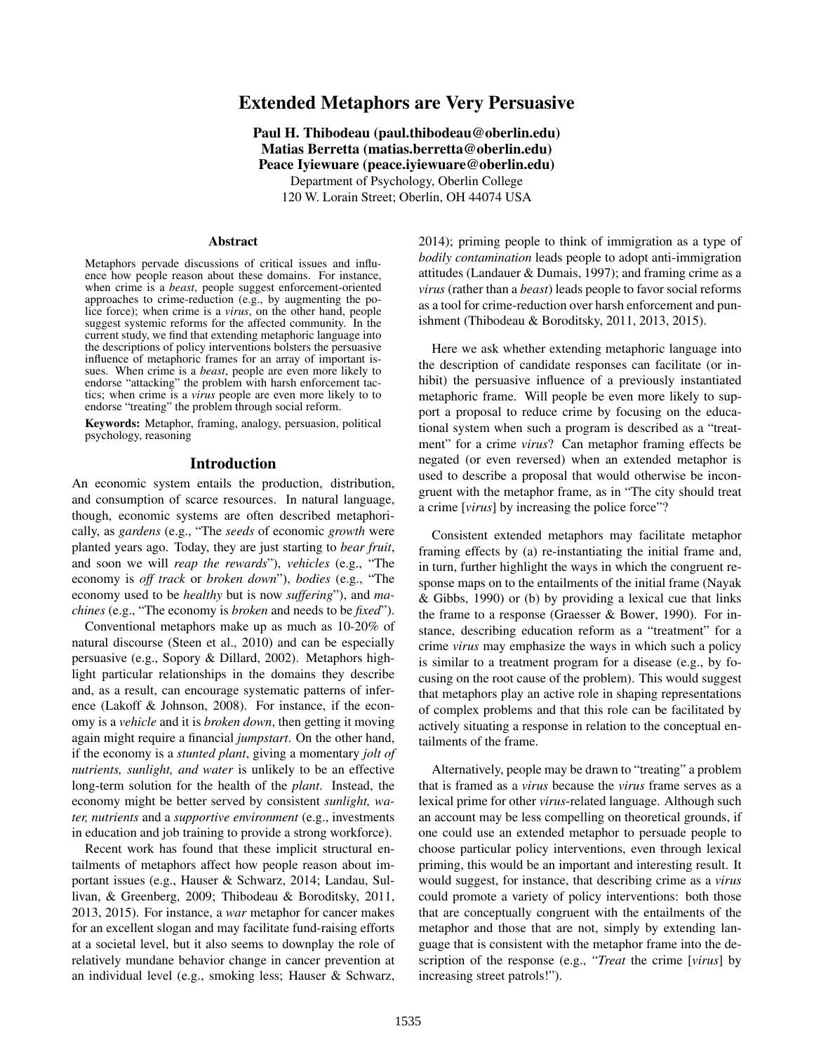# Extended Metaphors are Very Persuasive

**Paul H. Thibodeau (paul.thibodeau@oberlin.edu)**
**Matias Berretta (matias.berretta@oberlin.edu)**
**Peace Iyiewuare (peace.iyiewuare@oberlin.edu)**
Department of Psychology, Oberlin College
120 W. Lorain Street; Oberlin, OH 44074 USA

## Abstract

Metaphors pervade discussions of critical issues and influence how people reason about these domains. For instance, when crime is a *beast*, people suggest enforcement-oriented approaches to crime-reduction (e.g., by augmenting the police force); when crime is a *virus*, on the other hand, people suggest systemic reforms for the affected community. In the current study, we find that extending metaphoric language into the descriptions of policy interventions bolsters the persuasive influence of metaphoric frames for an array of important issues. When crime is a *beast*, people are even more likely to endorse "attacking" the problem with harsh enforcement tactics; when crime is a *virus* people are even more likely to to endorse "treating" the problem through social reform.

**Keywords:** Metaphor, framing, analogy, persuasion, political psychology, reasoning

## Introduction

An economic system entails the production, distribution, and consumption of scarce resources. In natural language, though, economic systems are often described metaphorically, as *gardens* (e.g., "The *seeds* of economic *growth* were planted years ago. Today, they are just starting to *bear fruit*, and soon we will *reap the rewards*"), *vehicles* (e.g., "The economy is *off track* or *broken down*"), *bodies* (e.g., "The economy used to be *healthy* but is now *suffering*"), and *machines* (e.g., "The economy is *broken* and needs to be *fixed*").

Conventional metaphors make up as much as 10-20% of natural discourse (Steen et al., 2010) and can be especially persuasive (e.g., Sopory & Dillard, 2002). Metaphors highlight particular relationships in the domains they describe and, as a result, can encourage systematic patterns of inference (Lakoff & Johnson, 2008). For instance, if the economy is a *vehicle* and it is *broken down*, then getting it moving again might require a financial *jumpstart*. On the other hand, if the economy is a *stunted plant*, giving a momentary *jolt of nutrients, sunlight, and water* is unlikely to be an effective long-term solution for the health of the *plant*. Instead, the economy might be better served by consistent *sunlight, water, nutrients* and a *supportive environment* (e.g., investments in education and job training to provide a strong workforce).

Recent work has found that these implicit structural entailments of metaphors affect how people reason about important issues (e.g., Hauser & Schwarz, 2014; Landau, Sullivan, & Greenberg, 2009; Thibodeau & Boroditsky, 2011, 2013, 2015). For instance, a *war* metaphor for cancer makes for an excellent slogan and may facilitate fund-raising efforts at a societal level, but it also seems to downplay the role of relatively mundane behavior change in cancer prevention at an individual level (e.g., smoking less; Hauser & Schwarz, 2014); priming people to think of immigration as a type of *bodily contamination* leads people to adopt anti-immigration attitudes (Landauer & Dumais, 1997); and framing crime as a *virus* (rather than a *beast*) leads people to favor social reforms as a tool for crime-reduction over harsh enforcement and punishment (Thibodeau & Boroditsky, 2011, 2013, 2015).

Here we ask whether extending metaphoric language into the description of candidate responses can facilitate (or inhibit) the persuasive influence of a previously instantiated metaphoric frame. Will people be even more likely to support a proposal to reduce crime by focusing on the educational system when such a program is described as a "treatment" for a crime *virus*? Can metaphor framing effects be negated (or even reversed) when an extended metaphor is used to describe a proposal that would otherwise be incongruent with the metaphor frame, as in "The city should treat a crime [*virus*] by increasing the police force"?

Consistent extended metaphors may facilitate metaphor framing effects by (a) re-instantiating the initial frame and, in turn, further highlight the ways in which the congruent response maps on to the entailments of the initial frame (Nayak & Gibbs, 1990) or (b) by providing a lexical cue that links the frame to a response (Graesser & Bower, 1990). For instance, describing education reform as a "treatment" for a crime *virus* may emphasize the ways in which such a policy is similar to a treatment program for a disease (e.g., by focusing on the root cause of the problem). This would suggest that metaphors play an active role in shaping representations of complex problems and that this role can be facilitated by actively situating a response in relation to the conceptual entailments of the frame.

Alternatively, people may be drawn to "treating" a problem that is framed as a *virus* because the *virus* frame serves as a lexical prime for other *virus*-related language. Although such an account may be less compelling on theoretical grounds, if one could use an extended metaphor to persuade people to choose particular policy interventions, even through lexical priming, this would be an important and interesting result. It would suggest, for instance, that describing crime as a *virus* could promote a variety of policy interventions: both those that are conceptually congruent with the entailments of the metaphor and those that are not, simply by extending language that is consistent with the metaphor frame into the description of the response (e.g., "*Treat* the crime [*virus*] by increasing street patrols!").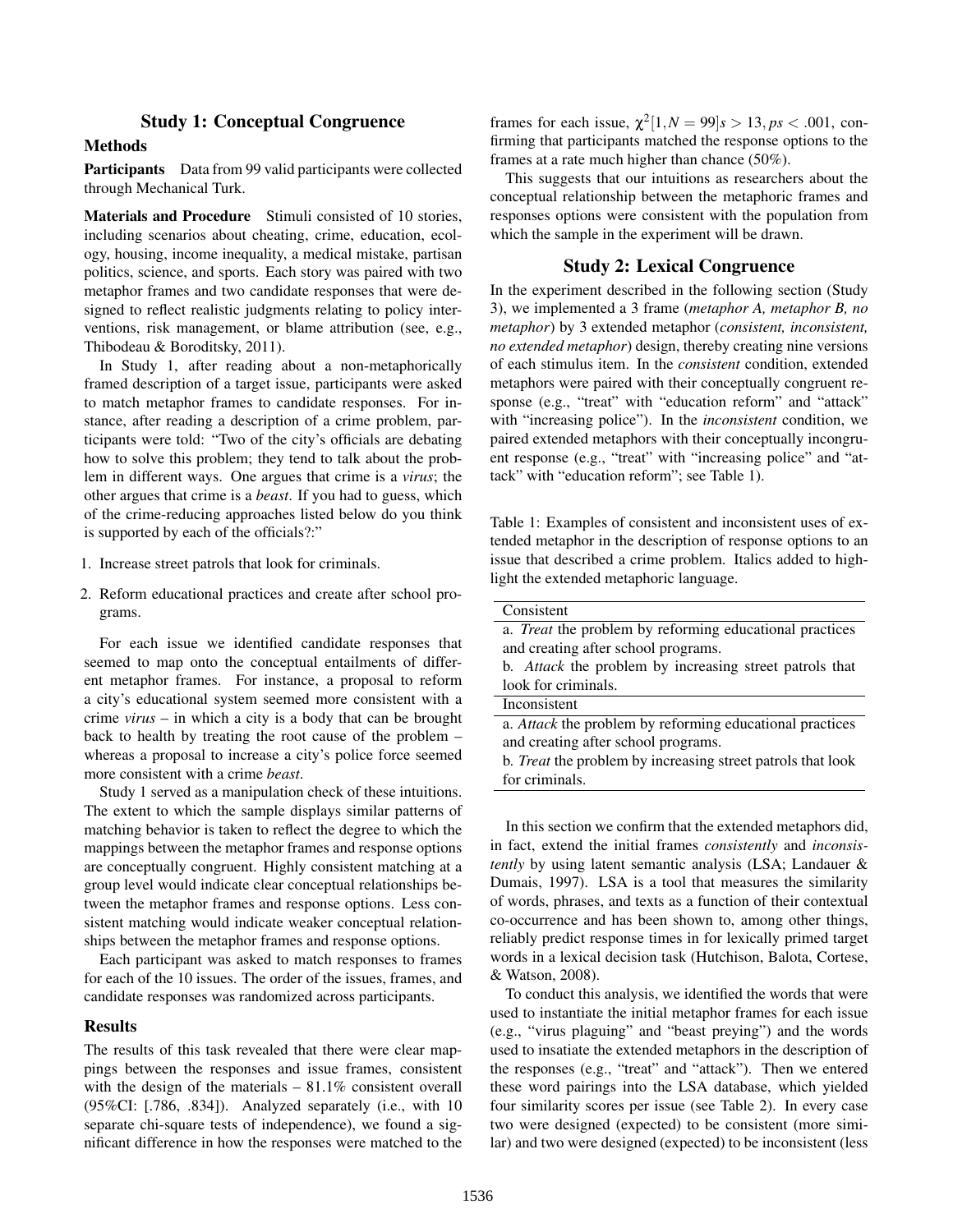## Study 1: Conceptual Congruence

### Methods

**Participants** Data from 99 valid participants were collected through Mechanical Turk.

**Materials and Procedure** Stimuli consisted of 10 stories, including scenarios about cheating, crime, education, ecology, housing, income inequality, a medical mistake, partisan politics, science, and sports. Each story was paired with two metaphor frames and two candidate responses that were designed to reflect realistic judgments relating to policy interventions, risk management, or blame attribution (see, e.g., Thibodeau & Boroditsky, 2011).

In Study 1, after reading about a non-metaphorically framed description of a target issue, participants were asked to match metaphor frames to candidate responses. For instance, after reading a description of a crime problem, participants were told: "Two of the city's officials are debating how to solve this problem; they tend to talk about the problem in different ways. One argues that crime is a *virus*; the other argues that crime is a *beast*. If you had to guess, which of the crime-reducing approaches listed below do you think is supported by each of the officials?:"

1. Increase street patrols that look for criminals.
2. Reform educational practices and create after school programs.

For each issue we identified candidate responses that seemed to map onto the conceptual entailments of different metaphor frames. For instance, a proposal to reform a city's educational system seemed more consistent with a crime *virus* – in which a city is a body that can be brought back to health by treating the root cause of the problem – whereas a proposal to increase a city's police force seemed more consistent with a crime *beast*.

Study 1 served as a manipulation check of these intuitions. The extent to which the sample displays similar patterns of matching behavior is taken to reflect the degree to which the mappings between the metaphor frames and response options are conceptually congruent. Highly consistent matching at a group level would indicate clear conceptual relationships between the metaphor frames and response options. Less consistent matching would indicate weaker conceptual relationships between the metaphor frames and response options.

Each participant was asked to match responses to frames for each of the 10 issues. The order of the issues, frames, and candidate responses was randomized across participants.

### Results

The results of this task revealed that there were clear mappings between the responses and issue frames, consistent with the design of the materials – 81.1% consistent overall (95%CI: [.786, .834]). Analyzed separately (i.e., with 10 separate chi-square tests of independence), we found a significant difference in how the responses were matched to the frames for each issue, $\chi^2[1, N = 99]s > 13, ps < .001$, confirming that participants matched the response options to the frames at a rate much higher than chance (50%).

This suggests that our intuitions as researchers about the conceptual relationship between the metaphoric frames and responses options were consistent with the population from which the sample in the experiment will be drawn.

## Study 2: Lexical Congruence

In the experiment described in the following section (Study 3), we implemented a 3 frame (*metaphor A, metaphor B, no metaphor*) by 3 extended metaphor (*consistent, inconsistent, no extended metaphor*) design, thereby creating nine versions of each stimulus item. In the *consistent* condition, extended metaphors were paired with their conceptually congruent response (e.g., "treat" with "education reform" and "attack" with "increasing police"). In the *inconsistent* condition, we paired extended metaphors with their conceptually incongruent response (e.g., "treat" with "increasing police" and "attack" with "education reform"; see Table 1).

Table 1: Examples of consistent and inconsistent uses of extended metaphor in the description of response options to an issue that described a crime problem. Italics added to highlight the extended metaphoric language.

| Consistent |
|---|
| a. *Treat* the problem by reforming educational practices and creating after school programs.<br>b. *Attack* the problem by increasing street patrols that look for criminals. |
| **Inconsistent** |
| a. *Attack* the problem by reforming educational practices and creating after school programs.<br>b. *Treat* the problem by increasing street patrols that look for criminals. |

In this section we confirm that the extended metaphors did, in fact, extend the initial frames *consistently* and *inconsistently* by using latent semantic analysis (LSA; Landauer & Dumais, 1997). LSA is a tool that measures the similarity of words, phrases, and texts as a function of their contextual co-occurrence and has been shown to, among other things, reliably predict response times in for lexically primed target words in a lexical decision task (Hutchison, Balota, Cortese, & Watson, 2008).

To conduct this analysis, we identified the words that were used to instantiate the initial metaphor frames for each issue (e.g., "virus plaguing" and "beast preying") and the words used to insatiate the extended metaphors in the description of the responses (e.g., "treat" and "attack"). Then we entered these word pairings into the LSA database, which yielded four similarity scores per issue (see Table 2). In every case two were designed (expected) to be consistent (more similar) and two were designed (expected) to be inconsistent (less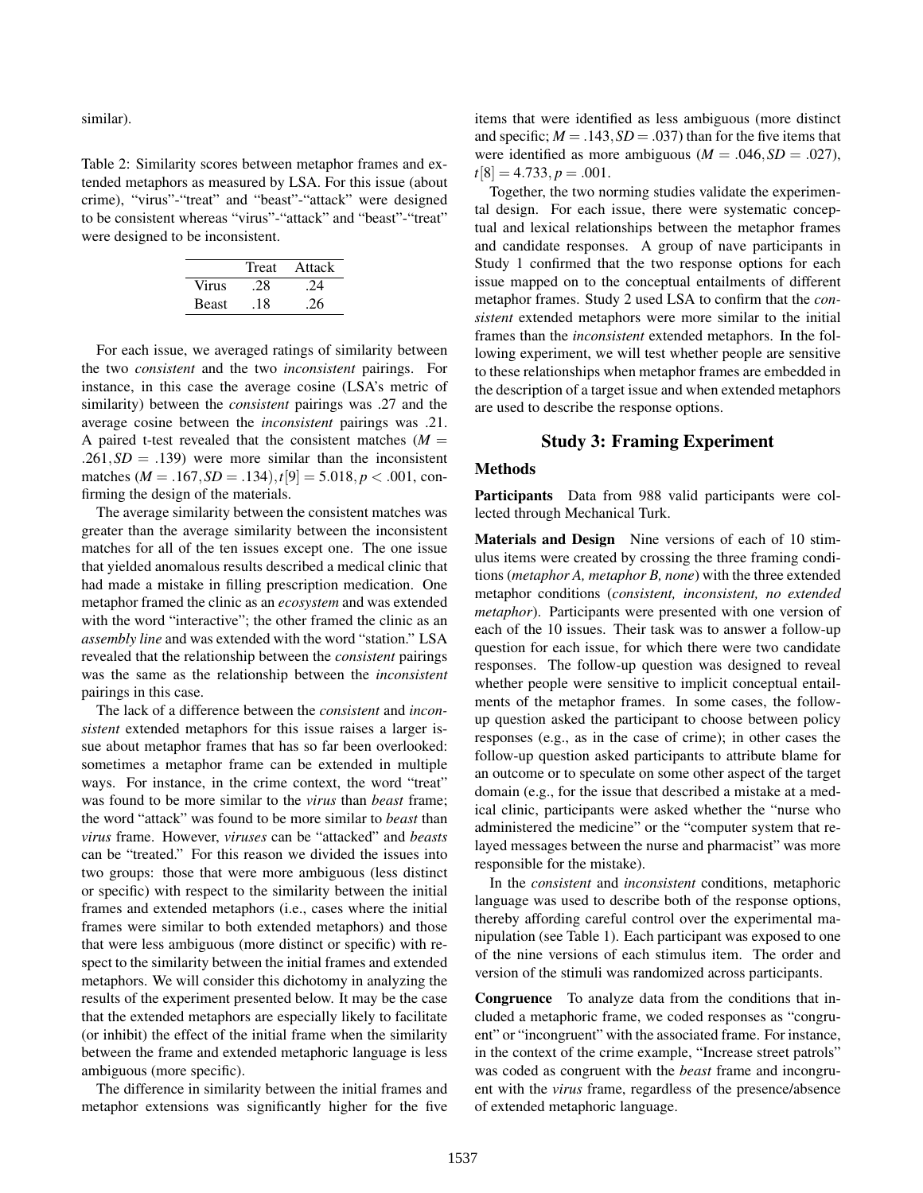similar).

Table 2: Similarity scores between metaphor frames and extended metaphors as measured by LSA. For this issue (about crime), "virus"-"treat" and "beast"-"attack" were designed to be consistent whereas "virus"-"attack" and "beast"-"treat" were designed to be inconsistent.

| | Treat | Attack |
|---|---|---|
| Virus | .28 | .24 |
| Beast | .18 | .26 |

For each issue, we averaged ratings of similarity between the two *consistent* and the two *inconsistent* pairings. For instance, in this case the average cosine (LSA's metric of similarity) between the *consistent* pairings was .27 and the average cosine between the *inconsistent* pairings was .21. A paired t-test revealed that the consistent matches ($M = .261, SD = .139$) were more similar than the inconsistent matches ($M = .167, SD = .134$), $t[9] = 5.018, p < .001$, confirming the design of the materials.

The average similarity between the consistent matches was greater than the average similarity between the inconsistent matches for all of the ten issues except one. The one issue that yielded anomalous results described a medical clinic that had made a mistake in filling prescription medication. One metaphor framed the clinic as an *ecosystem* and was extended with the word "interactive"; the other framed the clinic as an *assembly line* and was extended with the word "station." LSA revealed that the relationship between the *consistent* pairings was the same as the relationship between the *inconsistent* pairings in this case.

The lack of a difference between the *consistent* and *inconsistent* extended metaphors for this issue raises a larger issue about metaphor frames that has so far been overlooked: sometimes a metaphor frame can be extended in multiple ways. For instance, in the crime context, the word "treat" was found to be more similar to the *virus* than *beast* frame; the word "attack" was found to be more similar to *beast* than *virus* frame. However, *viruses* can be "attacked" and *beasts* can be "treated." For this reason we divided the issues into two groups: those that were more ambiguous (less distinct or specific) with respect to the similarity between the initial frames and extended metaphors (i.e., cases where the initial frames were similar to both extended metaphors) and those that were less ambiguous (more distinct or specific) with respect to the similarity between the initial frames and extended metaphors. We will consider this dichotomy in analyzing the results of the experiment presented below. It may be the case that the extended metaphors are especially likely to facilitate (or inhibit) the effect of the initial frame when the similarity between the frame and extended metaphoric language is less ambiguous (more specific).

The difference in similarity between the initial frames and metaphor extensions was significantly higher for the five items that were identified as less ambiguous (more distinct and specific; $M = .143, SD = .037$) than for the five items that were identified as more ambiguous ($M = .046, SD = .027$), $t[8] = 4.733, p = .001$.

Together, the two norming studies validate the experimental design. For each issue, there were systematic conceptual and lexical relationships between the metaphor frames and candidate responses. A group of nave participants in Study 1 confirmed that the two response options for each issue mapped on to the conceptual entailments of different metaphor frames. Study 2 used LSA to confirm that the *consistent* extended metaphors were more similar to the initial frames than the *inconsistent* extended metaphors. In the following experiment, we will test whether people are sensitive to these relationships when metaphor frames are embedded in the description of a target issue and when extended metaphors are used to describe the response options.

## Study 3: Framing Experiment

### Methods

**Participants** Data from 988 valid participants were collected through Mechanical Turk.

**Materials and Design** Nine versions of each of 10 stimulus items were created by crossing the three framing conditions (*metaphor A, metaphor B, none*) with the three extended metaphor conditions (*consistent, inconsistent, no extended metaphor*). Participants were presented with one version of each of the 10 issues. Their task was to answer a follow-up question for each issue, for which there were two candidate responses. The follow-up question was designed to reveal whether people were sensitive to implicit conceptual entailments of the metaphor frames. In some cases, the follow-up question asked the participant to choose between policy responses (e.g., as in the case of crime); in other cases the follow-up question asked participants to attribute blame for an outcome or to speculate on some other aspect of the target domain (e.g., for the issue that described a mistake at a medical clinic, participants were asked whether the "nurse who administered the medicine" or the "computer system that relayed messages between the nurse and pharmacist" was more responsible for the mistake).

In the *consistent* and *inconsistent* conditions, metaphoric language was used to describe both of the response options, thereby affording careful control over the experimental manipulation (see Table 1). Each participant was exposed to one of the nine versions of each stimulus item. The order and version of the stimuli was randomized across participants.

**Congruence** To analyze data from the conditions that included a metaphoric frame, we coded responses as "congruent" or "incongruent" with the associated frame. For instance, in the context of the crime example, "Increase street patrols" was coded as congruent with the *beast* frame and incongruent with the *virus* frame, regardless of the presence/absence of extended metaphoric language.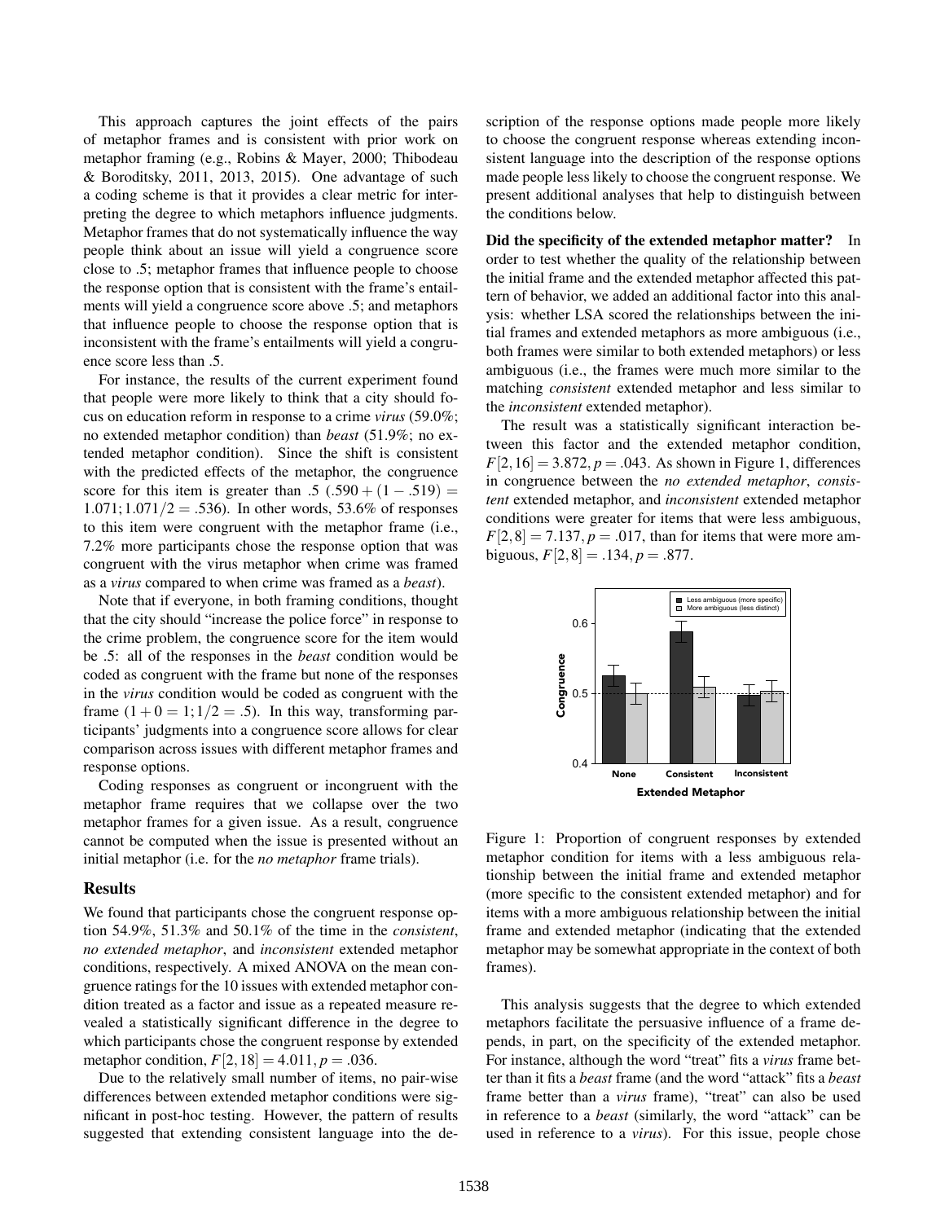This approach captures the joint effects of the pairs of metaphor frames and is consistent with prior work on metaphor framing (e.g., Robins & Mayer, 2000; Thibodeau & Boroditsky, 2011, 2013, 2015). One advantage of such a coding scheme is that it provides a clear metric for interpreting the degree to which metaphors influence judgments. Metaphor frames that do not systematically influence the way people think about an issue will yield a congruence score close to .5; metaphor frames that influence people to choose the response option that is consistent with the frame's entailments will yield a congruence score above .5; and metaphors that influence people to choose the response option that is inconsistent with the frame's entailments will yield a congruence score less than .5.

For instance, the results of the current experiment found that people were more likely to think that a city should focus on education reform in response to a crime *virus* (59.0%; no extended metaphor condition) than *beast* (51.9%; no extended metaphor condition). Since the shift is consistent with the predicted effects of the metaphor, the congruence score for this item is greater than .5 ($.590 + (1 - .519) = 1.071; 1.071/2 = .536$). In other words, 53.6% of responses to this item were congruent with the metaphor frame (i.e., 7.2% more participants chose the response option that was congruent with the virus metaphor when crime was framed as a *virus* compared to when crime was framed as a *beast*).

Note that if everyone, in both framing conditions, thought that the city should "increase the police force" in response to the crime problem, the congruence score for the item would be .5: all of the responses in the *beast* condition would be coded as congruent with the frame but none of the responses in the *virus* condition would be coded as congruent with the frame ($1 + 0 = 1; 1/2 = .5$). In this way, transforming participants' judgments into a congruence score allows for clear comparison across issues with different metaphor frames and response options.

Coding responses as congruent or incongruent with the metaphor frame requires that we collapse over the two metaphor frames for a given issue. As a result, congruence cannot be computed when the issue is presented without an initial metaphor (i.e. for the *no metaphor* frame trials).

## Results

We found that participants chose the congruent response option 54.9%, 51.3% and 50.1% of the time in the *consistent*, *no extended metaphor*, and *inconsistent* extended metaphor conditions, respectively. A mixed ANOVA on the mean congruence ratings for the 10 issues with extended metaphor condition treated as a factor and issue as a repeated measure revealed a statistically significant difference in the degree to which participants chose the congruent response by extended metaphor condition, $F[2,18] = 4.011, p = .036$.

Due to the relatively small number of items, no pair-wise differences between extended metaphor conditions were significant in post-hoc testing. However, the pattern of results suggested that extending consistent language into the description of the response options made people more likely to choose the congruent response whereas extending inconsistent language into the description of the response options made people less likely to choose the congruent response. We present additional analyses that help to distinguish between the conditions below.

**Did the specificity of the extended metaphor matter?** In order to test whether the quality of the relationship between the initial frame and the extended metaphor affected this pattern of behavior, we added an additional factor into this analysis: whether LSA scored the relationships between the initial frames and extended metaphors as more ambiguous (i.e., both frames were similar to both extended metaphors) or less ambiguous (i.e., the frames were much more similar to the matching *consistent* extended metaphor and less similar to the *inconsistent* extended metaphor).

The result was a statistically significant interaction between this factor and the extended metaphor condition, $F[2,16] = 3.872, p = .043$. As shown in Figure 1, differences in congruence between the *no extended metaphor*, *consistent* extended metaphor, and *inconsistent* extended metaphor conditions were greater for items that were less ambiguous, $F[2,8] = 7.137, p = .017$, than for items that were more ambiguous, $F[2,8] = .134, p = .877$.

Figure 1: Proportion of congruent responses by extended metaphor condition for items with a less ambiguous relationship between the initial frame and extended metaphor (more specific to the consistent extended metaphor) and for items with a more ambiguous relationship between the initial frame and extended metaphor (indicating that the extended metaphor may be somewhat appropriate in the context of both frames).

This analysis suggests that the degree to which extended metaphors facilitate the persuasive influence of a frame depends, in part, on the specificity of the extended metaphor. For instance, although the word "treat" fits a *virus* frame better than it fits a *beast* frame (and the word "attack" fits a *beast* frame better than a *virus* frame), "treat" can also be used in reference to a *beast* (similarly, the word "attack" can be used in reference to a *virus*). For this issue, people chose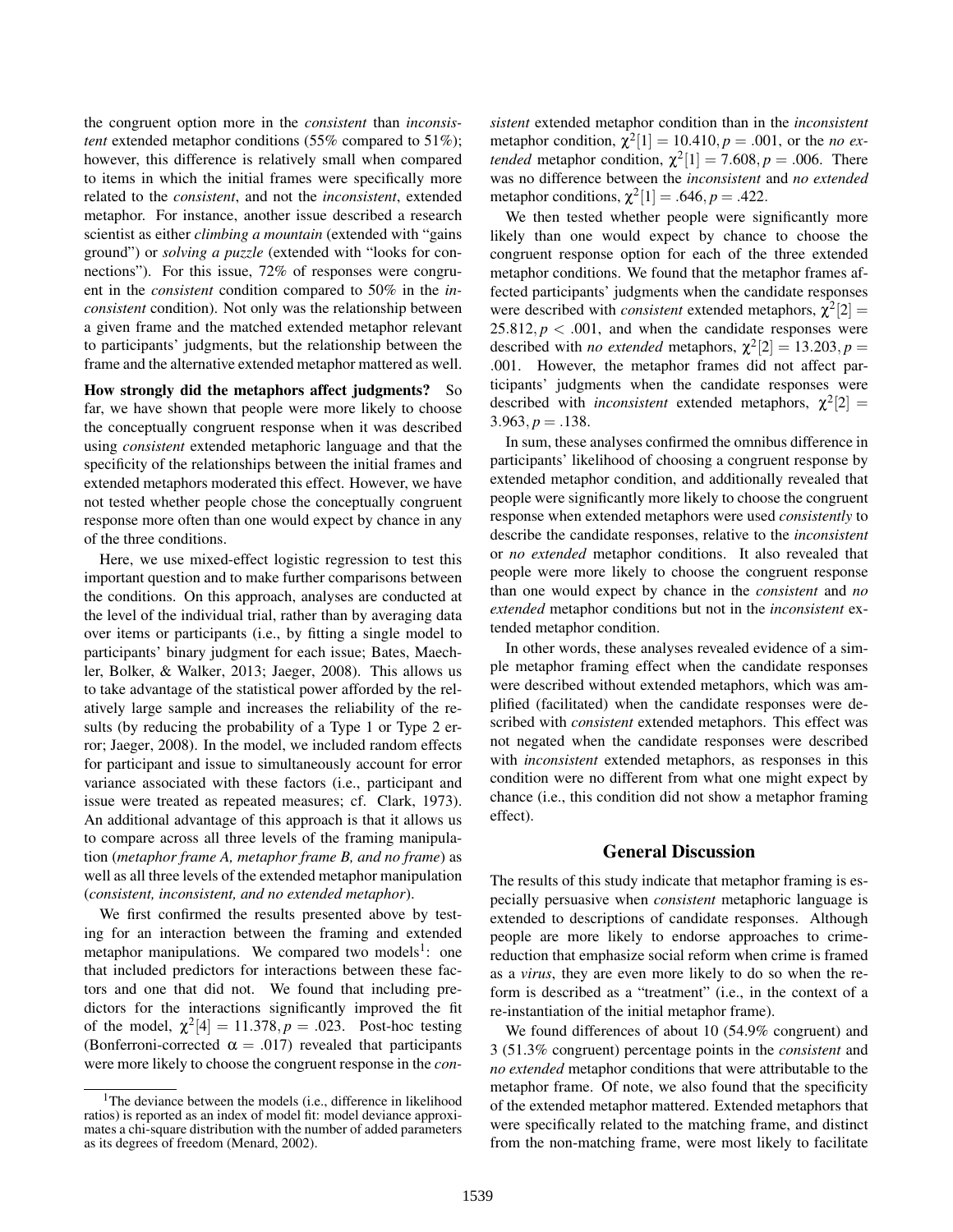the congruent option more in the *consistent* than *inconsistent* extended metaphor conditions (55% compared to 51%); however, this difference is relatively small when compared to items in which the initial frames were specifically more related to the *consistent*, and not the *inconsistent*, extended metaphor. For instance, another issue described a research scientist as either *climbing a mountain* (extended with "gains ground") or *solving a puzzle* (extended with "looks for connections"). For this issue, 72% of responses were congruent in the *consistent* condition compared to 50% in the *inconsistent* condition). Not only was the relationship between a given frame and the matched extended metaphor relevant to participants' judgments, but the relationship between the frame and the alternative extended metaphor mattered as well.

**How strongly did the metaphors affect judgments?** So far, we have shown that people were more likely to choose the conceptually congruent response when it was described using *consistent* extended metaphoric language and that the specificity of the relationships between the initial frames and extended metaphors moderated this effect. However, we have not tested whether people chose the conceptually congruent response more often than one would expect by chance in any of the three conditions.

Here, we use mixed-effect logistic regression to test this important question and to make further comparisons between the conditions. On this approach, analyses are conducted at the level of the individual trial, rather than by averaging data over items or participants (i.e., by fitting a single model to participants' binary judgment for each issue; Bates, Maechler, Bolker, & Walker, 2013; Jaeger, 2008). This allows us to take advantage of the statistical power afforded by the relatively large sample and increases the reliability of the results (by reducing the probability of a Type 1 or Type 2 error; Jaeger, 2008). In the model, we included random effects for participant and issue to simultaneously account for error variance associated with these factors (i.e., participant and issue were treated as repeated measures; cf. Clark, 1973). An additional advantage of this approach is that it allows us to compare across all three levels of the framing manipulation (*metaphor frame A, metaphor frame B, and no frame*) as well as all three levels of the extended metaphor manipulation (*consistent, inconsistent, and no extended metaphor*).

We first confirmed the results presented above by testing for an interaction between the framing and extended metaphor manipulations. We compared two models[1]: one that included predictors for interactions between these factors and one that did not. We found that including predictors for the interactions significantly improved the fit of the model, $\chi^2[4] = 11.378, p = .023$. Post-hoc testing (Bonferroni-corrected $\alpha = .017$) revealed that participants were more likely to choose the congruent response in the *consistent* extended metaphor condition than in the *inconsistent* metaphor condition, $\chi^2[1] = 10.410, p = .001$, or the *no extended* metaphor condition, $\chi^2[1] = 7.608, p = .006$. There was no difference between the *inconsistent* and *no extended* metaphor conditions, $\chi^2[1] = .646, p = .422$.

We then tested whether people were significantly more likely than one would expect by chance to choose the congruent response option for each of the three extended metaphor conditions. We found that the metaphor frames affected participants' judgments when the candidate responses were described with *consistent* extended metaphors, $\chi^2[2] = 25.812, p < .001$, and when the candidate responses were described with *no extended* metaphors, $\chi^2[2] = 13.203, p = .001$. However, the metaphor frames did not affect participants' judgments when the candidate responses were described with *inconsistent* extended metaphors, $\chi^2[2] = 3.963, p = .138$.

In sum, these analyses confirmed the omnibus difference in participants' likelihood of choosing a congruent response by extended metaphor condition, and additionally revealed that people were significantly more likely to choose the congruent response when extended metaphors were used *consistently* to describe the candidate responses, relative to the *inconsistent* or *no extended* metaphor conditions. It also revealed that people were more likely to choose the congruent response than one would expect by chance in the *consistent* and *no extended* metaphor conditions but not in the *inconsistent* extended metaphor condition.

In other words, these analyses revealed evidence of a simple metaphor framing effect when the candidate responses were described without extended metaphors, which was amplified (facilitated) when the candidate responses were described with *consistent* extended metaphors. This effect was not negated when the candidate responses were described with *inconsistent* extended metaphors, as responses in this condition were no different from what one might expect by chance (i.e., this condition did not show a metaphor framing effect).

## General Discussion

The results of this study indicate that metaphor framing is especially persuasive when *consistent* metaphoric language is extended to descriptions of candidate responses. Although people are more likely to endorse approaches to crime-reduction that emphasize social reform when crime is framed as a *virus*, they are even more likely to do so when the reform is described as a "treatment" (i.e., in the context of a re-instantiation of the initial metaphor frame).

We found differences of about 10 (54.9% congruent) and 3 (51.3% congruent) percentage points in the *consistent* and *no extended* metaphor conditions that were attributable to the metaphor frame. Of note, we also found that the specificity of the extended metaphor mattered. Extended metaphors that were specifically related to the matching frame, and distinct from the non-matching frame, were most likely to facilitate

[1] The deviance between the models (i.e., difference in likelihood ratios) is reported as an index of model fit: model deviance approximates a chi-square distribution with the number of added parameters as its degrees of freedom (Menard, 2002).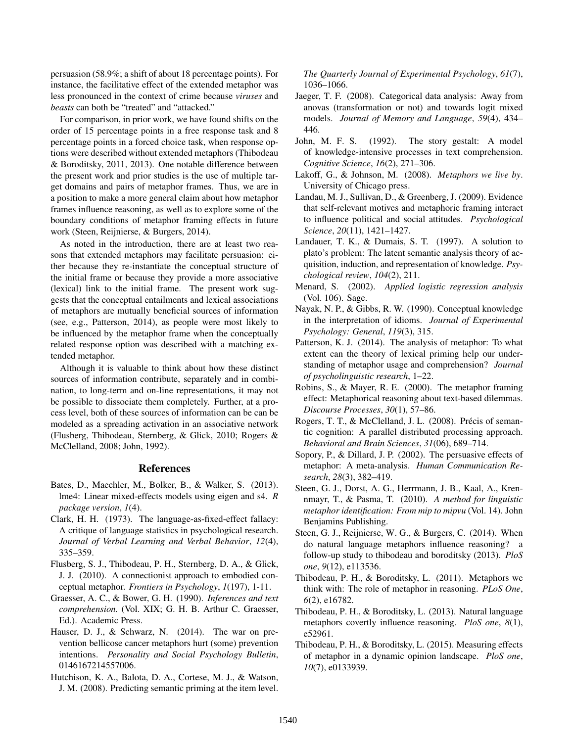persuasion (58.9%; a shift of about 18 percentage points). For instance, the facilitative effect of the extended metaphor was less pronounced in the context of crime because *viruses* and *beasts* can both be "treated" and "attacked."

For comparison, in prior work, we have found shifts on the order of 15 percentage points in a free response task and 8 percentage points in a forced choice task, when response options were described without extended metaphors (Thibodeau & Boroditsky, 2011, 2013). One notable difference between the present work and prior studies is the use of multiple target domains and pairs of metaphor frames. Thus, we are in a position to make a more general claim about how metaphor frames influence reasoning, as well as to explore some of the boundary conditions of metaphor framing effects in future work (Steen, Reijnierse, & Burgers, 2014).

As noted in the introduction, there are at least two reasons that extended metaphors may facilitate persuasion: either because they re-instantiate the conceptual structure of the initial frame or because they provide a more associative (lexical) link to the initial frame. The present work suggests that the conceptual entailments and lexical associations of metaphors are mutually beneficial sources of information (see, e.g., Patterson, 2014), as people were most likely to be influenced by the metaphor frame when the conceptually related response option was described with a matching extended metaphor.

Although it is valuable to think about how these distinct sources of information contribute, separately and in combination, to long-term and on-line representations, it may not be possible to dissociate them completely. Further, at a process level, both of these sources of information can be can be modeled as a spreading activation in an associative network (Flusberg, Thibodeau, Sternberg, & Glick, 2010; Rogers & McClelland, 2008; John, 1992).

## References

Bates, D., Maechler, M., Bolker, B., & Walker, S. (2013). lme4: Linear mixed-effects models using eigen and s4. *R package version*, *1*(4).

Clark, H. H. (1973). The language-as-fixed-effect fallacy: A critique of language statistics in psychological research. *Journal of Verbal Learning and Verbal Behavior*, *12*(4), 335–359.

Flusberg, S. J., Thibodeau, P. H., Sternberg, D. A., & Glick, J. J. (2010). A connectionist approach to embodied conceptual metaphor. *Frontiers in Psychology*, *1*(197), 1-11.

Graesser, A. C., & Bower, G. H. (1990). *Inferences and text comprehension.* (Vol. XIX; G. H. B. Arthur C. Graesser, Ed.). Academic Press.

Hauser, D. J., & Schwarz, N. (2014). The war on prevention bellicose cancer metaphors hurt (some) prevention intentions. *Personality and Social Psychology Bulletin*, 0146167214557006.

Hutchison, K. A., Balota, D. A., Cortese, M. J., & Watson, J. M. (2008). Predicting semantic priming at the item level. *The Quarterly Journal of Experimental Psychology*, *61*(7), 1036–1066.

Jaeger, T. F. (2008). Categorical data analysis: Away from anovas (transformation or not) and towards logit mixed models. *Journal of Memory and Language*, *59*(4), 434–446.

John, M. F. S. (1992). The story gestalt: A model of knowledge-intensive processes in text comprehension. *Cognitive Science*, *16*(2), 271–306.

Lakoff, G., & Johnson, M. (2008). *Metaphors we live by*. University of Chicago press.

Landau, M. J., Sullivan, D., & Greenberg, J. (2009). Evidence that self-relevant motives and metaphoric framing interact to influence political and social attitudes. *Psychological Science*, *20*(11), 1421–1427.

Landauer, T. K., & Dumais, S. T. (1997). A solution to plato's problem: The latent semantic analysis theory of acquisition, induction, and representation of knowledge. *Psychological review*, *104*(2), 211.

Menard, S. (2002). *Applied logistic regression analysis* (Vol. 106). Sage.

Nayak, N. P., & Gibbs, R. W. (1990). Conceptual knowledge in the interpretation of idioms. *Journal of Experimental Psychology: General*, *119*(3), 315.

Patterson, K. J. (2014). The analysis of metaphor: To what extent can the theory of lexical priming help our understanding of metaphor usage and comprehension? *Journal of psycholinguistic research*, 1–22.

Robins, S., & Mayer, R. E. (2000). The metaphor framing effect: Metaphorical reasoning about text-based dilemmas. *Discourse Processes*, *30*(1), 57–86.

Rogers, T. T., & McClelland, J. L. (2008). Précis of semantic cognition: A parallel distributed processing approach. *Behavioral and Brain Sciences*, *31*(06), 689–714.

Sopory, P., & Dillard, J. P. (2002). The persuasive effects of metaphor: A meta-analysis. *Human Communication Research*, *28*(3), 382–419.

Steen, G. J., Dorst, A. G., Herrmann, J. B., Kaal, A., Krennmayr, T., & Pasma, T. (2010). *A method for linguistic metaphor identification: From mip to mipvu* (Vol. 14). John Benjamins Publishing.

Steen, G. J., Reijnierse, W. G., & Burgers, C. (2014). When do natural language metaphors influence reasoning? a follow-up study to thibodeau and boroditsky (2013). *PloS one*, *9*(12), e113536.

Thibodeau, P. H., & Boroditsky, L. (2011). Metaphors we think with: The role of metaphor in reasoning. *PLoS One*, *6*(2), e16782.

Thibodeau, P. H., & Boroditsky, L. (2013). Natural language metaphors covertly influence reasoning. *PloS one*, *8*(1), e52961.

Thibodeau, P. H., & Boroditsky, L. (2015). Measuring effects of metaphor in a dynamic opinion landscape. *PloS one*, *10*(7), e0133939.